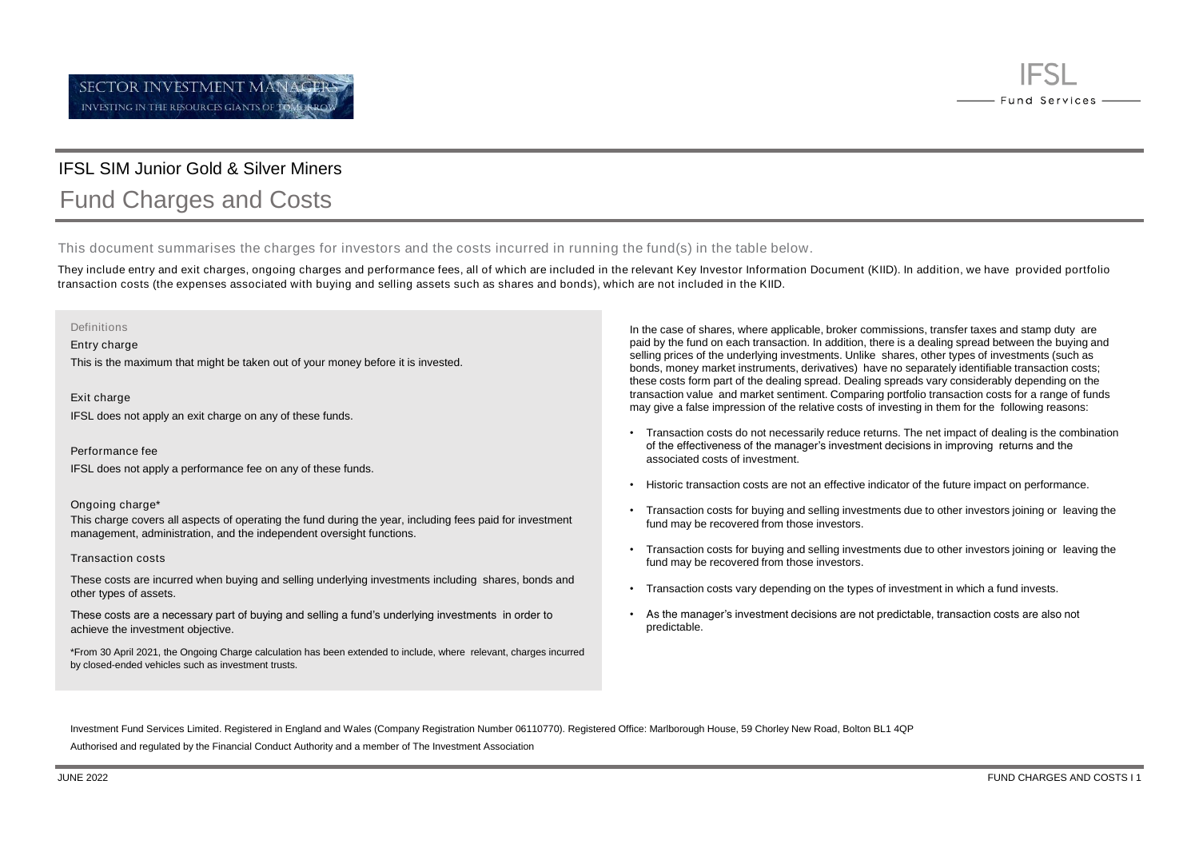# IFSL SIM Junior Gold & Silver Miners

## Fund Charges and Costs

This document summarises the charges for investors and the costs incurred in running the fund(s) in the table below.

They include entry and exit charges, ongoing charges and performance fees, all of which are included in the relevant Key Investor Information Document (KIID). In addition, we have provided portfolio transaction costs (the expenses associated with buying and selling assets such as shares and bonds), which are not included in the KIID.

### Definitions

**Entry charge**

This is the maximum that might be taken out of your money before it is invested.

**Exit charge**

IFSL does not apply an exit charge on any of these funds.

**Performance fee**

IFSL does not apply a performance fee on any of these funds.

**Ongoing charge***

This charge covers all aspects of operating the fund during the year, including fees paid for investment management, administration, and the independent oversight functions.

**Transaction costs**

These costs are incurred when buying and selling underlying investments including shares, bonds and other types of assets.

These costs are a necessary part of buying and selling a fund's underlying investments in order to achieve the investment objective.

*From 30 April 2021, the Ongoing Charge calculation has been extended to include, where relevant, charges incurred by closed-ended vehicles such as investment trusts.

In the case of shares, where applicable, broker commissions, transfer taxes and stamp duty are paid by the fund on each transaction. In addition, there is a dealing spread between the buying and selling prices of the underlying investments. Unlike shares, other types of investments (such as bonds, money market instruments, derivatives) have no separately identifiable transaction costs; these costs form part of the dealing spread. Dealing spreads vary considerably depending on the transaction value and market sentiment. Comparing portfolio transaction costs for a range of funds may give a false impression of the relative costs of investing in them for the following reasons:

- Transaction costs do not necessarily reduce returns. The net impact of dealing is the combination of the effectiveness of the manager's investment decisions in improving returns and the associated costs of investment.
- Historic transaction costs are not an effective indicator of the future impact on performance.
- Transaction costs for buying and selling investments due to other investors joining or leaving the fund may be recovered from those investors.
- Transaction costs for buying and selling investments due to other investors joining or leaving the fund may be recovered from those investors.
- Transaction costs vary depending on the types of investment in which a fund invests.
- As the manager's investment decisions are not predictable, transaction costs are also not predictable.

Investment Fund Services Limited. Registered in England and Wales (Company Registration Number 06110770). Registered Office: Marlborough House, 59 Chorley New Road, Bolton BL1 4QP

Authorised and regulated by the Financial Conduct Authority and a member of The Investment Association

JUNE 2022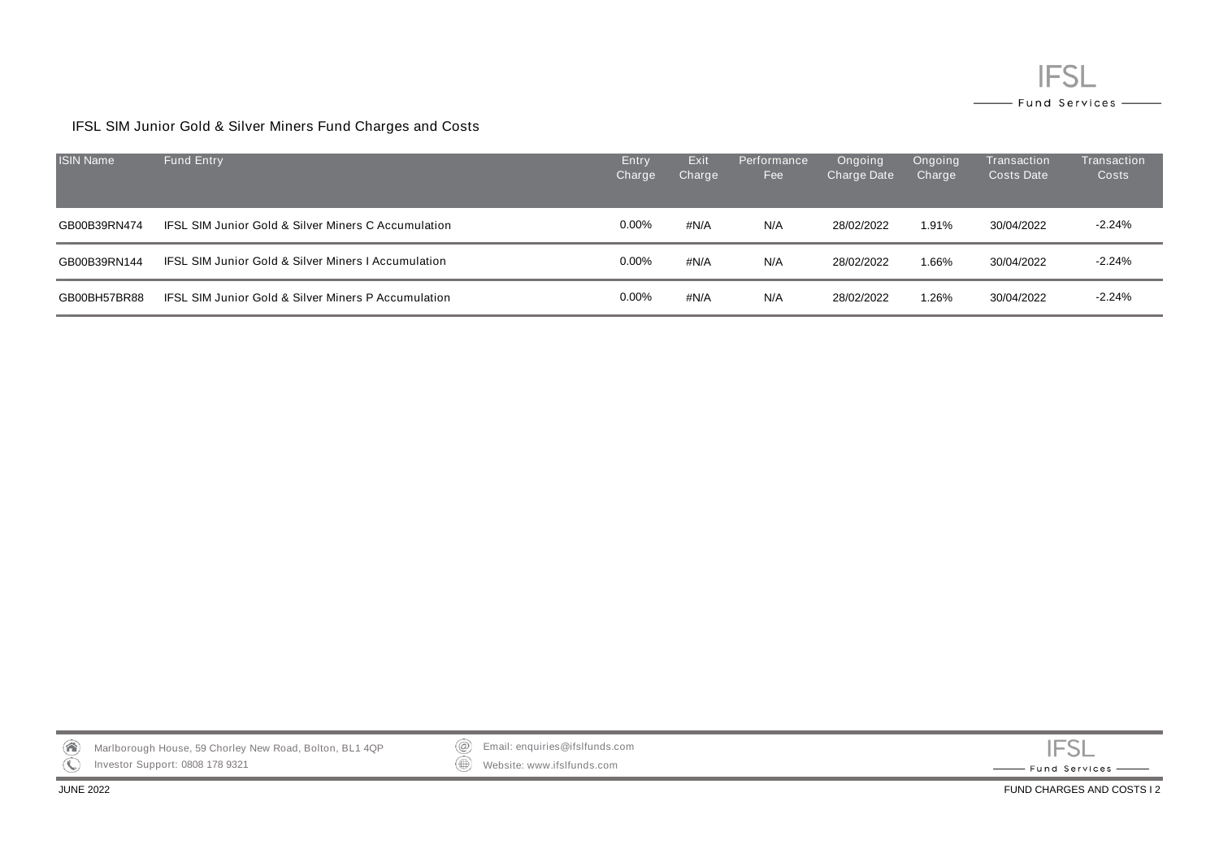IFSL SIM Junior Gold & Silver Miners Fund Charges and Costs

| ISIN Name | Fund Entry | Entry Charge | Exit Charge | Performance Fee | Ongoing Charge Date | Ongoing Charge | Transaction Costs Date | Transaction Costs |
|---|---|---|---|---|---|---|---|---|
| GB00B39RN474 | IFSL SIM Junior Gold & Silver Miners C Accumulation | 0.00% | #N/A | N/A | 28/02/2022 | 1.91% | 30/04/2022 | -2.24% |
| GB00B39RN144 | IFSL SIM Junior Gold & Silver Miners I Accumulation | 0.00% | #N/A | N/A | 28/02/2022 | 1.66% | 30/04/2022 | -2.24% |
| GB00BH57BR88 | IFSL SIM Junior Gold & Silver Miners P Accumulation | 0.00% | #N/A | N/A | 28/02/2022 | 1.26% | 30/04/2022 | -2.24% |

Marlborough House, 59 Chorley New Road, Bolton, BL1 4QP

Investor Support: 0808 178 9321

Email: enquiries@ifslfunds.com

Website: www.ifslfunds.com